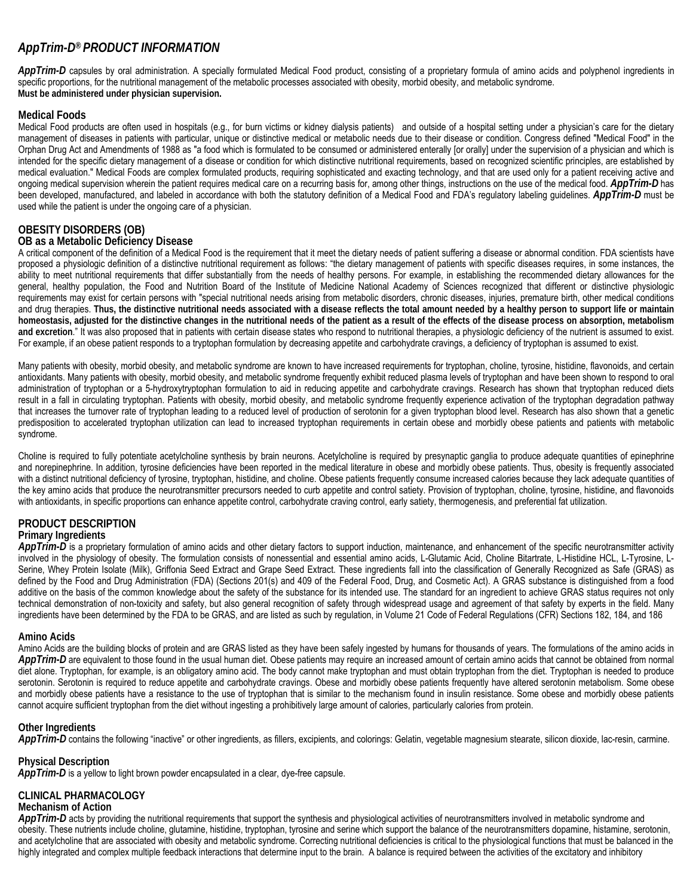# *AppTrim-D® PRODUCT INFORMATION*

***AppTrim-D*** capsules by oral administration. A specially formulated Medical Food product, consisting of a proprietary formula of amino acids and polyphenol ingredients in specific proportions, for the nutritional management of the metabolic processes associated with obesity, morbid obesity, and metabolic syndrome.
**Must be administered under physician supervision.**

## Medical Foods

Medical Food products are often used in hospitals (e.g., for burn victims or kidney dialysis patients) and outside of a hospital setting under a physician's care for the dietary management of diseases in patients with particular, unique or distinctive medical or metabolic needs due to their disease or condition. Congress defined "Medical Food" in the Orphan Drug Act and Amendments of 1988 as "a food which is formulated to be consumed or administered enterally [or orally] under the supervision of a physician and which is intended for the specific dietary management of a disease or condition for which distinctive nutritional requirements, based on recognized scientific principles, are established by medical evaluation." Medical Foods are complex formulated products, requiring sophisticated and exacting technology, and that are used only for a patient receiving active and ongoing medical supervision wherein the patient requires medical care on a recurring basis for, among other things, instructions on the use of the medical food. ***AppTrim-D*** has been developed, manufactured, and labeled in accordance with both the statutory definition of a Medical Food and FDA's regulatory labeling guidelines. ***AppTrim-D*** must be used while the patient is under the ongoing care of a physician.

## OBESITY DISORDERS (OB)

### OB as a Metabolic Deficiency Disease

A critical component of the definition of a Medical Food is the requirement that it meet the dietary needs of patient suffering a disease or abnormal condition. FDA scientists have proposed a physiologic definition of a distinctive nutritional requirement as follows: "the dietary management of patients with specific diseases requires, in some instances, the ability to meet nutritional requirements that differ substantially from the needs of healthy persons. For example, in establishing the recommended dietary allowances for the general, healthy population, the Food and Nutrition Board of the Institute of Medicine National Academy of Sciences recognized that different or distinctive physiologic requirements may exist for certain persons with "special nutritional needs arising from metabolic disorders, chronic diseases, injuries, premature birth, other medical conditions and drug therapies. **Thus, the distinctive nutritional needs associated with a disease reflects the total amount needed by a healthy person to support life or maintain homeostasis, adjusted for the distinctive changes in the nutritional needs of the patient as a result of the effects of the disease process on absorption, metabolism and excretion**." It was also proposed that in patients with certain disease states who respond to nutritional therapies, a physiologic deficiency of the nutrient is assumed to exist. For example, if an obese patient responds to a tryptophan formulation by decreasing appetite and carbohydrate cravings, a deficiency of tryptophan is assumed to exist.

Many patients with obesity, morbid obesity, and metabolic syndrome are known to have increased requirements for tryptophan, choline, tyrosine, histidine, flavonoids, and certain antioxidants. Many patients with obesity, morbid obesity, and metabolic syndrome frequently exhibit reduced plasma levels of tryptophan and have been shown to respond to oral administration of tryptophan or a 5-hydroxytryptophan formulation to aid in reducing appetite and carbohydrate cravings. Research has shown that tryptophan reduced diets result in a fall in circulating tryptophan. Patients with obesity, morbid obesity, and metabolic syndrome frequently experience activation of the tryptophan degradation pathway that increases the turnover rate of tryptophan leading to a reduced level of production of serotonin for a given tryptophan blood level. Research has also shown that a genetic predisposition to accelerated tryptophan utilization can lead to increased tryptophan requirements in certain obese and morbidly obese patients and patients with metabolic syndrome.

Choline is required to fully potentiate acetylcholine synthesis by brain neurons. Acetylcholine is required by presynaptic ganglia to produce adequate quantities of epinephrine and norepinephrine. In addition, tyrosine deficiencies have been reported in the medical literature in obese and morbidly obese patients. Thus, obesity is frequently associated with a distinct nutritional deficiency of tyrosine, tryptophan, histidine, and choline. Obese patients frequently consume increased calories because they lack adequate quantities of the key amino acids that produce the neurotransmitter precursors needed to curb appetite and control satiety. Provision of tryptophan, choline, tyrosine, histidine, and flavonoids with antioxidants, in specific proportions can enhance appetite control, carbohydrate craving control, early satiety, thermogenesis, and preferential fat utilization.

## PRODUCT DESCRIPTION

### Primary Ingredients

***AppTrim-D*** is a proprietary formulation of amino acids and other dietary factors to support induction, maintenance, and enhancement of the specific neurotransmitter activity involved in the physiology of obesity. The formulation consists of nonessential and essential amino acids, L-Glutamic Acid, Choline Bitartrate, L-Histidine HCL, L-Tyrosine, L-Serine, Whey Protein Isolate (Milk), Griffonia Seed Extract and Grape Seed Extract. These ingredients fall into the classification of Generally Recognized as Safe (GRAS) as defined by the Food and Drug Administration (FDA) (Sections 201(s) and 409 of the Federal Food, Drug, and Cosmetic Act). A GRAS substance is distinguished from a food additive on the basis of the common knowledge about the safety of the substance for its intended use. The standard for an ingredient to achieve GRAS status requires not only technical demonstration of non-toxicity and safety, but also general recognition of safety through widespread usage and agreement of that safety by experts in the field. Many ingredients have been determined by the FDA to be GRAS, and are listed as such by regulation, in Volume 21 Code of Federal Regulations (CFR) Sections 182, 184, and 186

### Amino Acids

Amino Acids are the building blocks of protein and are GRAS listed as they have been safely ingested by humans for thousands of years. The formulations of the amino acids in ***AppTrim-D*** are equivalent to those found in the usual human diet. Obese patients may require an increased amount of certain amino acids that cannot be obtained from normal diet alone. Tryptophan, for example, is an obligatory amino acid. The body cannot make tryptophan and must obtain tryptophan from the diet. Tryptophan is needed to produce serotonin. Serotonin is required to reduce appetite and carbohydrate cravings. Obese and morbidly obese patients frequently have altered serotonin metabolism. Some obese and morbidly obese patients have a resistance to the use of tryptophan that is similar to the mechanism found in insulin resistance. Some obese and morbidly obese patients cannot acquire sufficient tryptophan from the diet without ingesting a prohibitively large amount of calories, particularly calories from protein.

### Other Ingredients

***AppTrim-D*** contains the following "inactive" or other ingredients, as fillers, excipients, and colorings: Gelatin, vegetable magnesium stearate, silicon dioxide, lac-resin, carmine.

### Physical Description

***AppTrim-D*** is a yellow to light brown powder encapsulated in a clear, dye-free capsule.

## CLINICAL PHARMACOLOGY

### Mechanism of Action

***AppTrim-D*** acts by providing the nutritional requirements that support the synthesis and physiological activities of neurotransmitters involved in metabolic syndrome and obesity. These nutrients include choline, glutamine, histidine, tryptophan, tyrosine and serine which support the balance of the neurotransmitters dopamine, histamine, serotonin, and acetylcholine that are associated with obesity and metabolic syndrome. Correcting nutritional deficiencies is critical to the physiological functions that must be balanced in the highly integrated and complex multiple feedback interactions that determine input to the brain. A balance is required between the activities of the excitatory and inhibitory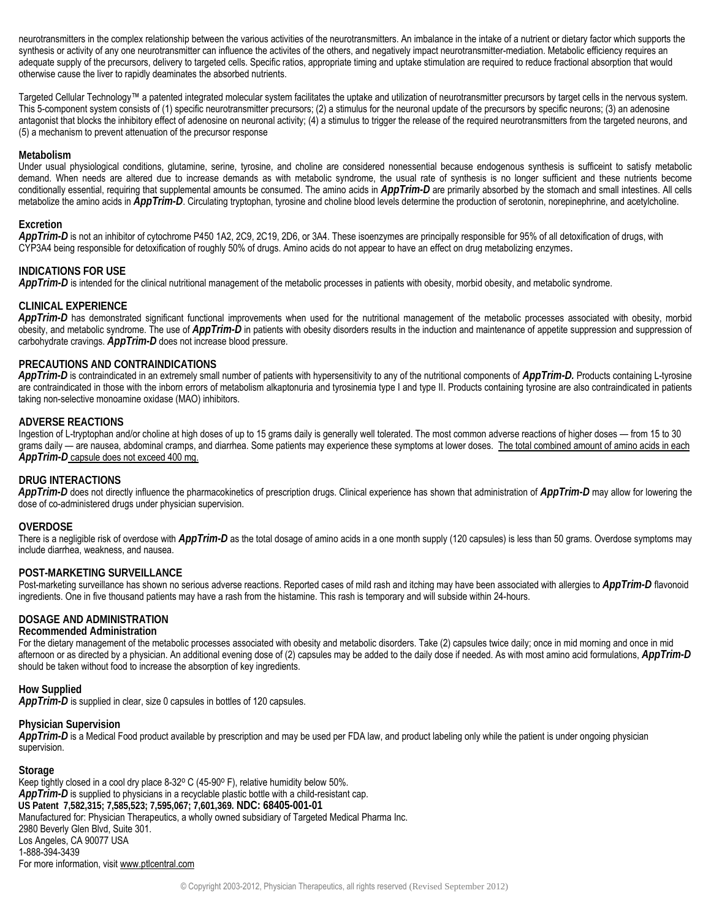neurotransmitters in the complex relationship between the various activities of the neurotransmitters. An imbalance in the intake of a nutrient or dietary factor which supports the synthesis or activity of any one neurotransmitter can influence the activites of the others, and negatively impact neurotransmitter-mediation. Metabolic efficiency requires an adequate supply of the precursors, delivery to targeted cells. Specific ratios, appropriate timing and uptake stimulation are required to reduce fractional absorption that would otherwise cause the liver to rapidly deaminates the absorbed nutrients.

Targeted Cellular Technology™ a patented integrated molecular system facilitates the uptake and utilization of neurotransmitter precursors by target cells in the nervous system. This 5-component system consists of (1) specific neurotransmitter precursors; (2) a stimulus for the neuronal update of the precursors by specific neurons; (3) an adenosine antagonist that blocks the inhibitory effect of adenosine on neuronal activity; (4) a stimulus to trigger the release of the required neurotransmitters from the targeted neurons, and (5) a mechanism to prevent attenuation of the precursor response

### Metabolism

Under usual physiological conditions, glutamine, serine, tyrosine, and choline are considered nonessential because endogenous synthesis is sufficeint to satisfy metabolic demand. When needs are altered due to increase demands as with metabolic syndrome, the usual rate of synthesis is no longer sufficient and these nutrients become conditionally essential, requiring that supplemental amounts be consumed. The amino acids in ***AppTrim-D*** are primarily absorbed by the stomach and small intestines. All cells metabolize the amino acids in ***AppTrim-D***. Circulating tryptophan, tyrosine and choline blood levels determine the production of serotonin, norepinephrine, and acetylcholine.

### Excretion

***AppTrim-D*** is not an inhibitor of cytochrome P450 1A2, 2C9, 2C19, 2D6, or 3A4. These isoenzymes are principally responsible for 95% of all detoxification of drugs, with CYP3A4 being responsible for detoxification of roughly 50% of drugs. Amino acids do not appear to have an effect on drug metabolizing enzymes.

### INDICATIONS FOR USE

***AppTrim-D*** is intended for the clinical nutritional management of the metabolic processes in patients with obesity, morbid obesity, and metabolic syndrome.

### CLINICAL EXPERIENCE

***AppTrim-D*** has demonstrated significant functional improvements when used for the nutritional management of the metabolic processes associated with obesity, morbid obesity, and metabolic syndrome. The use of ***AppTrim-D*** in patients with obesity disorders results in the induction and maintenance of appetite suppression and suppression of carbohydrate cravings. ***AppTrim-D*** does not increase blood pressure.

### PRECAUTIONS AND CONTRAINDICATIONS

***AppTrim-D*** is contraindicated in an extremely small number of patients with hypersensitivity to any of the nutritional components of ***AppTrim-D.*** Products containing L-tyrosine are contraindicated in those with the inborn errors of metabolism alkaptonuria and tyrosinemia type I and type II. Products containing tyrosine are also contraindicated in patients taking non-selective monoamine oxidase (MAO) inhibitors.

### ADVERSE REACTIONS

Ingestion of L-tryptophan and/or choline at high doses of up to 15 grams daily is generally well tolerated. The most common adverse reactions of higher doses — from 15 to 30 grams daily — are nausea, abdominal cramps, and diarrhea. Some patients may experience these symptoms at lower doses. The total combined amount of amino acids in each ***AppTrim-D*** capsule does not exceed 400 mg.

### DRUG INTERACTIONS

***AppTrim-D*** does not directly influence the pharmacokinetics of prescription drugs. Clinical experience has shown that administration of ***AppTrim-D*** may allow for lowering the dose of co-administered drugs under physician supervision.

### OVERDOSE

There is a negligible risk of overdose with ***AppTrim-D*** as the total dosage of amino acids in a one month supply (120 capsules) is less than 50 grams. Overdose symptoms may include diarrhea, weakness, and nausea.

### POST-MARKETING SURVEILLANCE

Post-marketing surveillance has shown no serious adverse reactions. Reported cases of mild rash and itching may have been associated with allergies to ***AppTrim-D*** flavonoid ingredients. One in five thousand patients may have a rash from the histamine. This rash is temporary and will subside within 24-hours.

### DOSAGE AND ADMINISTRATION

#### Recommended Administration

For the dietary management of the metabolic processes associated with obesity and metabolic disorders. Take (2) capsules twice daily; once in mid morning and once in mid afternoon or as directed by a physician. An additional evening dose of (2) capsules may be added to the daily dose if needed. As with most amino acid formulations, ***AppTrim-D*** should be taken without food to increase the absorption of key ingredients.

#### How Supplied

***AppTrim-D*** is supplied in clear, size 0 capsules in bottles of 120 capsules.

#### Physician Supervision

***AppTrim-D*** is a Medical Food product available by prescription and may be used per FDA law, and product labeling only while the patient is under ongoing physician supervision.

#### Storage

Keep tightly closed in a cool dry place 8-32º C (45-90º F), relative humidity below 50%.
***AppTrim-D*** is supplied to physicians in a recyclable plastic bottle with a child-resistant cap.
**US Patent 7,582,315; 7,585,523; 7,595,067; 7,601,369. NDC: 68405-001-01**
Manufactured for: Physician Therapeutics, a wholly owned subsidiary of Targeted Medical Pharma Inc.
2980 Beverly Glen Blvd, Suite 301.
Los Angeles, CA 90077 USA
1-888-394-3439
For more information, visit www.ptlcentral.com

© Copyright 2003-2012, Physician Therapeutics, all rights reserved (Revised September 2012)